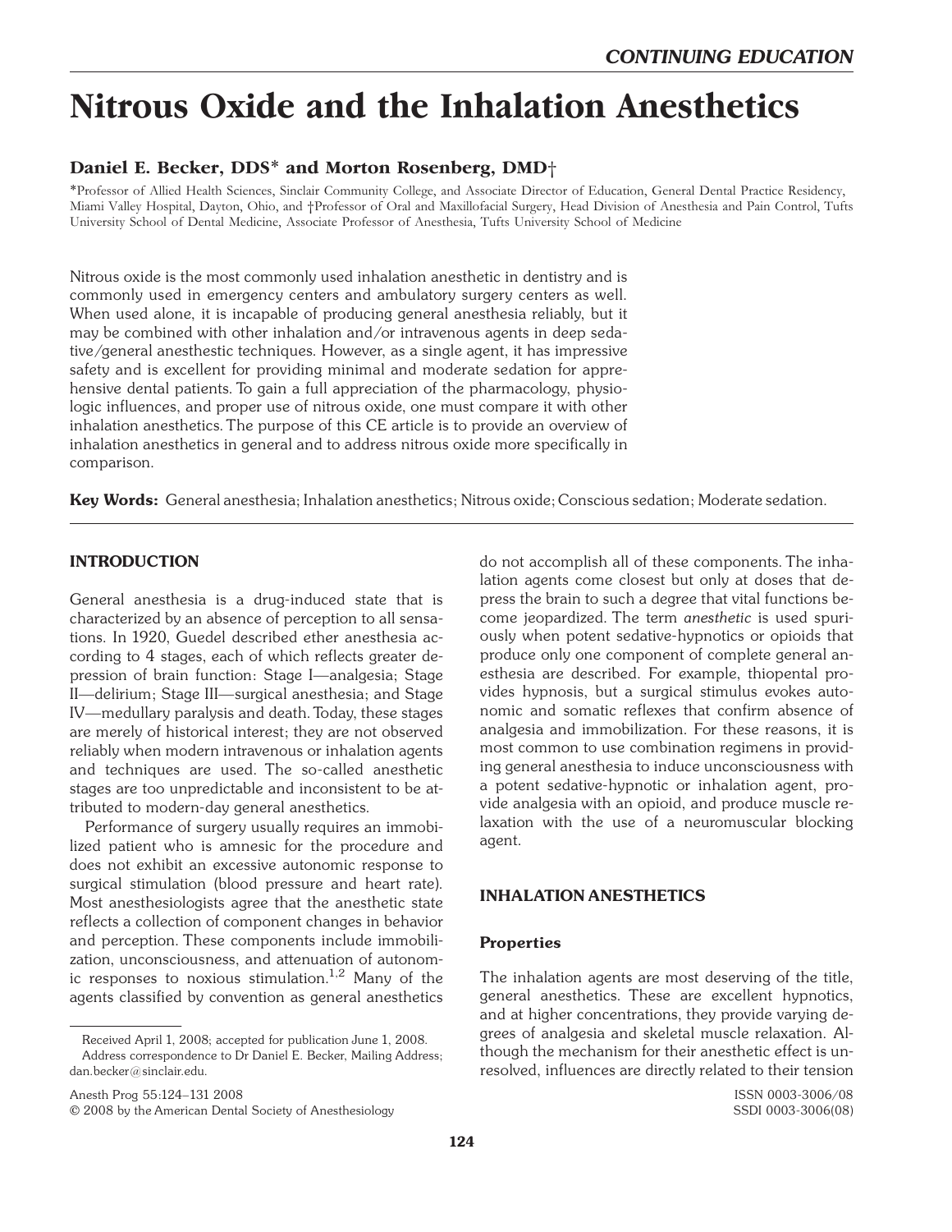CONTINUING EDUCATION

# Nitrous Oxide and the Inhalation Anesthetics

**Daniel E. Becker, DDS\* and Morton Rosenberg, DMD†**

\*Professor of Allied Health Sciences, Sinclair Community College, and Associate Director of Education, General Dental Practice Residency, Miami Valley Hospital, Dayton, Ohio, and †Professor of Oral and Maxillofacial Surgery, Head Division of Anesthesia and Pain Control, Tufts University School of Dental Medicine, Associate Professor of Anesthesia, Tufts University School of Medicine

Nitrous oxide is the most commonly used inhalation anesthetic in dentistry and is commonly used in emergency centers and ambulatory surgery centers as well. When used alone, it is incapable of producing general anesthesia reliably, but it may be combined with other inhalation and/or intravenous agents in deep sedative/general anesthetic techniques. However, as a single agent, it has impressive safety and is excellent for providing minimal and moderate sedation for apprehensive dental patients. To gain a full appreciation of the pharmacology, physiologic influences, and proper use of nitrous oxide, one must compare it with other inhalation anesthetics. The purpose of this CE article is to provide an overview of inhalation anesthetics in general and to address nitrous oxide more specifically in comparison.

**Key Words:** General anesthesia; Inhalation anesthetics; Nitrous oxide; Conscious sedation; Moderate sedation.

## INTRODUCTION

General anesthesia is a drug-induced state that is characterized by an absence of perception to all sensations. In 1920, Guedel described ether anesthesia according to 4 stages, each of which reflects greater depression of brain function: Stage I—analgesia; Stage II—delirium; Stage III—surgical anesthesia; and Stage IV—medullary paralysis and death. Today, these stages are merely of historical interest; they are not observed reliably when modern intravenous or inhalation agents and techniques are used. The so-called anesthetic stages are too unpredictable and inconsistent to be attributed to modern-day general anesthetics.

Performance of surgery usually requires an immobilized patient who is amnesic for the procedure and does not exhibit an excessive autonomic response to surgical stimulation (blood pressure and heart rate). Most anesthesiologists agree that the anesthetic state reflects a collection of component changes in behavior and perception. These components include immobilization, unconsciousness, and attenuation of autonomic responses to noxious stimulation.[1,2] Many of the agents classified by convention as general anesthetics do not accomplish all of these components. The inhalation agents come closest but only at doses that depress the brain to such a degree that vital functions become jeopardized. The term *anesthetic* is used spuriously when potent sedative-hypnotics or opioids that produce only one component of complete general anesthesia are described. For example, thiopental provides hypnosis, but a surgical stimulus evokes autonomic and somatic reflexes that confirm absence of analgesia and immobilization. For these reasons, it is most common to use combination regimens in providing general anesthesia to induce unconsciousness with a potent sedative-hypnotic or inhalation agent, provide analgesia with an opioid, and produce muscle relaxation with the use of a neuromuscular blocking agent.

## INHALATION ANESTHETICS

### Properties

The inhalation agents are most deserving of the title, general anesthetics. These are excellent hypnotics, and at higher concentrations, they provide varying degrees of analgesia and skeletal muscle relaxation. Although the mechanism for their anesthetic effect is unresolved, influences are directly related to their tension

Received April 1, 2008; accepted for publication June 1, 2008.

Address correspondence to Dr Daniel E. Becker, Mailing Address; dan.becker@sinclair.edu.

© 2008 by the American Dental Society of Anesthesiology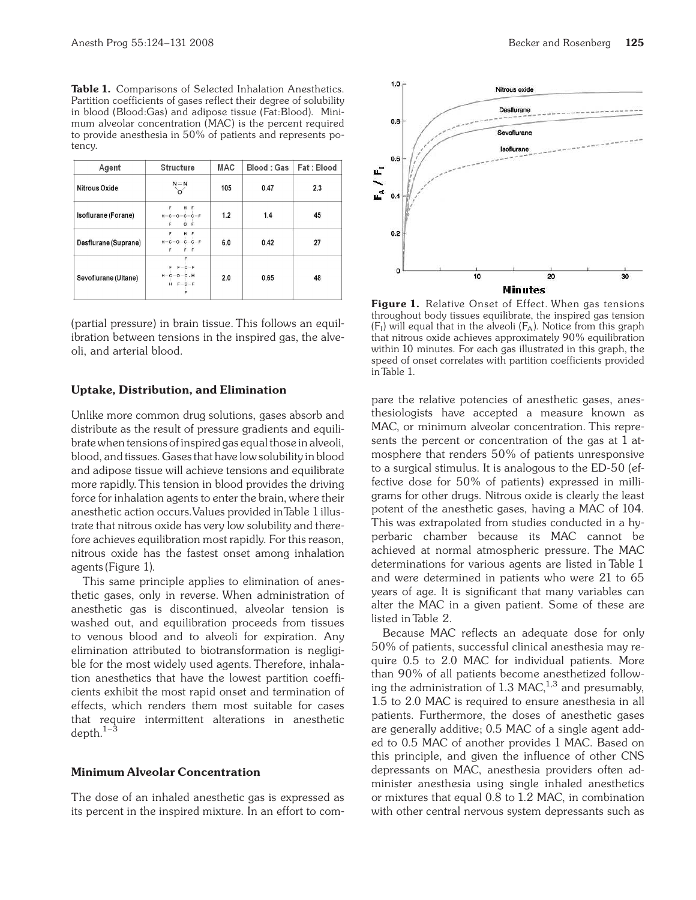**Table 1.** Comparisons of Selected Inhalation Anesthetics. Partition coefficients of gases reflect their degree of solubility in blood (Blood:Gas) and adipose tissue (Fat:Blood). Minimum alveolar concentration (MAC) is the percent required to provide anesthesia in 50% of patients and represents potency.

| Agent | Structure | MAC | Blood : Gas | Fat : Blood |
|---|---|---|---|---|
| Nitrous Oxide | N=N–O | 105 | 0.47 | 2.3 |
| Isoflurane (Forane) | | 1.2 | 1.4 | 45 |
| Desflurane (Suprane) | | 6.0 | 0.42 | 27 |
| Sevoflurane (Ultane) | | 2.0 | 0.65 | 48 |

(partial pressure) in brain tissue. This follows an equilibration between tensions in the inspired gas, the alveoli, and arterial blood.

## Uptake, Distribution, and Elimination

Unlike more common drug solutions, gases absorb and distribute as the result of pressure gradients and equilibrate when tensions of inspired gas equal those in alveoli, blood, and tissues. Gases that have low solubility in blood and adipose tissue will achieve tensions and equilibrate more rapidly. This tension in blood provides the driving force for inhalation agents to enter the brain, where their anesthetic action occurs. Values provided in Table 1 illustrate that nitrous oxide has very low solubility and therefore achieves equilibration most rapidly. For this reason, nitrous oxide has the fastest onset among inhalation agents (Figure 1).

This same principle applies to elimination of anesthetic gases, only in reverse. When administration of anesthetic gas is discontinued, alveolar tension is washed out, and equilibration proceeds from tissues to venous blood and to alveoli for expiration. Any elimination attributed to biotransformation is negligible for the most widely used agents. Therefore, inhalation anesthetics that have the lowest partition coefficients exhibit the most rapid onset and termination of effects, which renders them most suitable for cases that require intermittent alterations in anesthetic depth.[1–3]

## Minimum Alveolar Concentration

The dose of an inhaled anesthetic gas is expressed as its percent in the inspired mixture. In an effort to compare the relative potencies of anesthetic gases, anesthesiologists have accepted a measure known as MAC, or minimum alveolar concentration. This represents the percent or concentration of the gas at 1 atmosphere that renders 50% of patients unresponsive to a surgical stimulus. It is analogous to the ED-50 (effective dose for 50% of patients) expressed in milligrams for other drugs. Nitrous oxide is clearly the least potent of the anesthetic gases, having a MAC of 104. This was extrapolated from studies conducted in a hyperbaric chamber because its MAC cannot be achieved at normal atmospheric pressure. The MAC determinations for various agents are listed in Table 1 and were determined in patients who were 21 to 65 years of age. It is significant that many variables can alter the MAC in a given patient. Some of these are listed in Table 2.

Because MAC reflects an adequate dose for only 50% of patients, successful clinical anesthesia may require 0.5 to 2.0 MAC for individual patients. More than 90% of all patients become anesthetized following the administration of 1.3 MAC,[1,3] and presumably, 1.5 to 2.0 MAC is required to ensure anesthesia in all patients. Furthermore, the doses of anesthetic gases are generally additive; 0.5 MAC of a single agent added to 0.5 MAC of another provides 1 MAC. Based on this principle, and given the influence of other CNS depressants on MAC, anesthesia providers often administer anesthesia using single inhaled anesthetics or mixtures that equal 0.8 to 1.2 MAC, in combination with other central nervous system depressants such as

**Figure 1.** Relative Onset of Effect. When gas tensions throughout body tissues equilibrate, the inspired gas tension ($F_I$) will equal that in the alveoli ($F_A$). Notice from this graph that nitrous oxide achieves approximately 90% equilibration within 10 minutes. For each gas illustrated in this graph, the speed of onset correlates with partition coefficients provided in Table 1.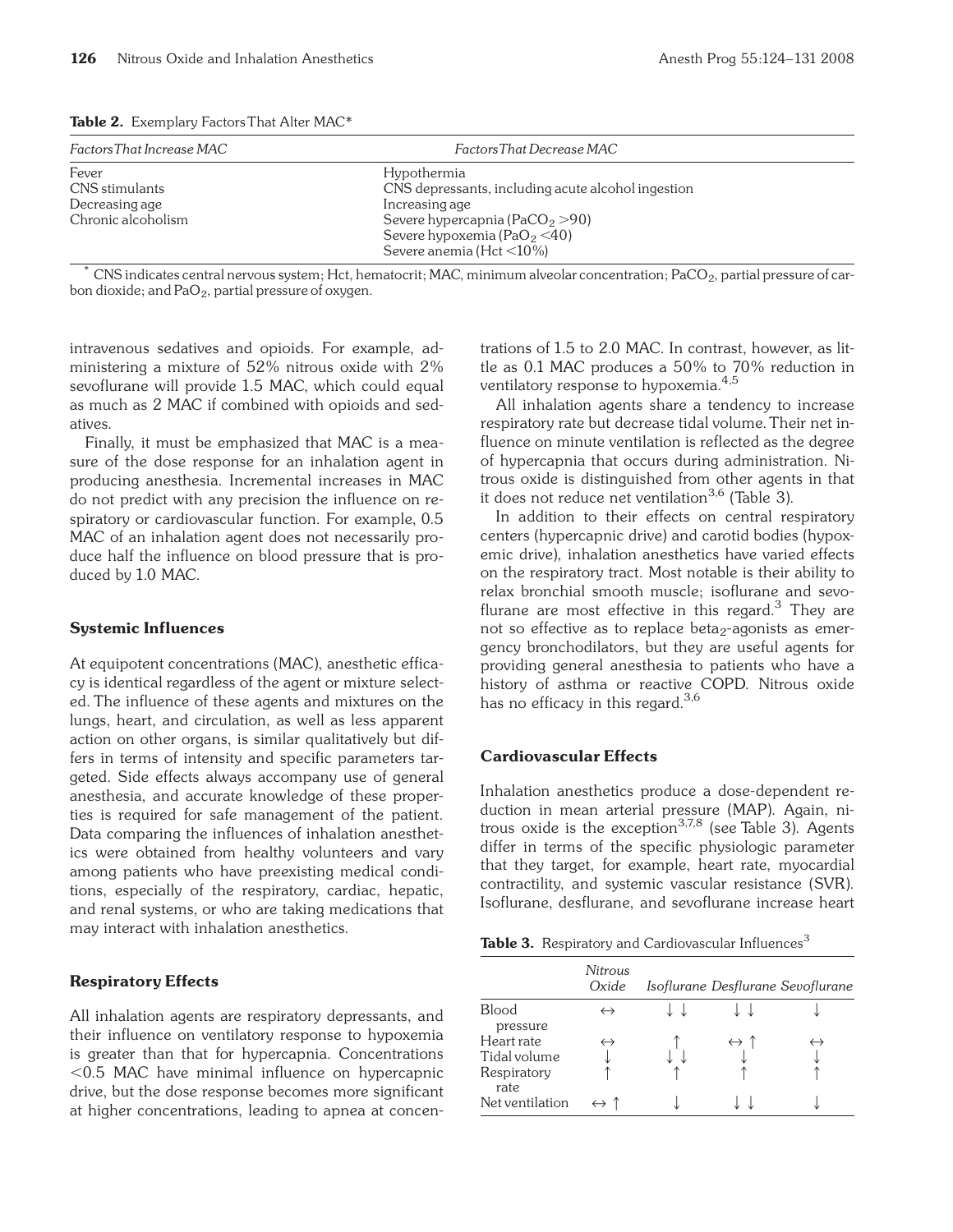**Table 2.** Exemplary Factors That Alter MAC*

| *Factors That Increase MAC* | *Factors That Decrease MAC* |
|---|---|
| Fever | Hypothermia |
| CNS stimulants | CNS depressants, including acute alcohol ingestion |
| Decreasing age | Increasing age |
| Chronic alcoholism | Severe hypercapnia ($PaCO_2$ >90) |
| | Severe hypoxemia ($PaO_2$ <40) |
| | Severe anemia (Hct <10%) |

\* CNS indicates central nervous system; Hct, hematocrit; MAC, minimum alveolar concentration; $PaCO_2$, partial pressure of carbon dioxide; and $PaO_2$, partial pressure of oxygen.

intravenous sedatives and opioids. For example, administering a mixture of 52% nitrous oxide with 2% sevoflurane will provide 1.5 MAC, which could equal as much as 2 MAC if combined with opioids and sedatives.

Finally, it must be emphasized that MAC is a measure of the dose response for an inhalation agent in producing anesthesia. Incremental increases in MAC do not predict with any precision the influence on respiratory or cardiovascular function. For example, 0.5 MAC of an inhalation agent does not necessarily produce half the influence on blood pressure that is produced by 1.0 MAC.

### Systemic Influences

At equipotent concentrations (MAC), anesthetic efficacy is identical regardless of the agent or mixture selected. The influence of these agents and mixtures on the lungs, heart, and circulation, as well as less apparent action on other organs, is similar qualitatively but differs in terms of intensity and specific parameters targeted. Side effects always accompany use of general anesthesia, and accurate knowledge of these properties is required for safe management of the patient. Data comparing the influences of inhalation anesthetics were obtained from healthy volunteers and vary among patients who have preexisting medical conditions, especially of the respiratory, cardiac, hepatic, and renal systems, or who are taking medications that may interact with inhalation anesthetics.

### Respiratory Effects

All inhalation agents are respiratory depressants, and their influence on ventilatory response to hypoxemia is greater than that for hypercapnia. Concentrations <0.5 MAC have minimal influence on hypercapnic drive, but the dose response becomes more significant at higher concentrations, leading to apnea at concentrations of 1.5 to 2.0 MAC. In contrast, however, as little as 0.1 MAC produces a 50% to 70% reduction in ventilatory response to hypoxemia.[4,5]

All inhalation agents share a tendency to increase respiratory rate but decrease tidal volume. Their net influence on minute ventilation is reflected as the degree of hypercapnia that occurs during administration. Nitrous oxide is distinguished from other agents in that it does not reduce net ventilation[3,6] (Table 3).

In addition to their effects on central respiratory centers (hypercapnic drive) and carotid bodies (hypoxemic drive), inhalation anesthetics have varied effects on the respiratory tract. Most notable is their ability to relax bronchial smooth muscle; isoflurane and sevoflurane are most effective in this regard.[3] They are not so effective as to replace $beta_2$-agonists as emergency bronchodilators, but they are useful agents for providing general anesthesia to patients who have a history of asthma or reactive COPD. Nitrous oxide has no efficacy in this regard.[3,6]

### Cardiovascular Effects

Inhalation anesthetics produce a dose-dependent reduction in mean arterial pressure (MAP). Again, nitrous oxide is the exception[3,7,8] (see Table 3). Agents differ in terms of the specific physiologic parameter that they target, for example, heart rate, myocardial contractility, and systemic vascular resistance (SVR). Isoflurane, desflurane, and sevoflurane increase heart

**Table 3.** Respiratory and Cardiovascular Influences[3]

| | *Nitrous Oxide* | *Isoflurane* | *Desflurane* | *Sevoflurane* |
|---|---|---|---|---|
| Blood pressure | ↔ | ↓↓ | ↓↓ | ↓ |
| Heart rate | ↔ | ↑ | ↔ ↑ | ↔ |
| Tidal volume | ↓ | ↓↓ | ↓ | ↓ |
| Respiratory rate | ↑ | ↑ | ↑ | ↑ |
| Net ventilation | ↔ ↑ | ↓ | ↓↓ | ↓ |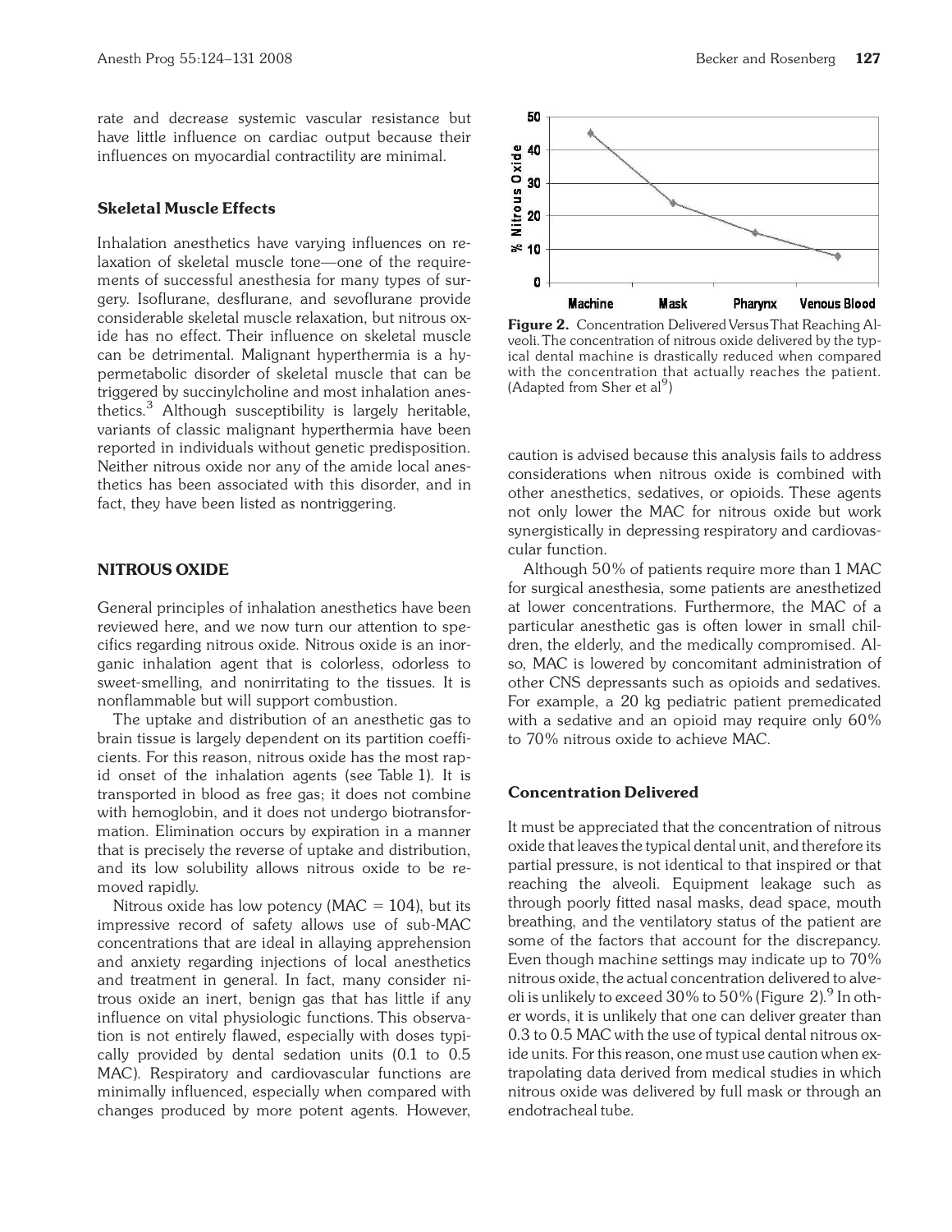rate and decrease systemic vascular resistance but have little influence on cardiac output because their influences on myocardial contractility are minimal.

### Skeletal Muscle Effects

Inhalation anesthetics have varying influences on relaxation of skeletal muscle tone—one of the requirements of successful anesthesia for many types of surgery. Isoflurane, desflurane, and sevoflurane provide considerable skeletal muscle relaxation, but nitrous oxide has no effect. Their influence on skeletal muscle can be detrimental. Malignant hyperthermia is a hypermetabolic disorder of skeletal muscle that can be triggered by succinylcholine and most inhalation anesthetics.[3] Although susceptibility is largely heritable, variants of classic malignant hyperthermia have been reported in individuals without genetic predisposition. Neither nitrous oxide nor any of the amide local anesthetics has been associated with this disorder, and in fact, they have been listed as nontriggering.

## NITROUS OXIDE

General principles of inhalation anesthetics have been reviewed here, and we now turn our attention to specifics regarding nitrous oxide. Nitrous oxide is an inorganic inhalation agent that is colorless, odorless to sweet-smelling, and nonirritating to the tissues. It is nonflammable but will support combustion.

The uptake and distribution of an anesthetic gas to brain tissue is largely dependent on its partition coefficients. For this reason, nitrous oxide has the most rapid onset of the inhalation agents (see Table 1). It is transported in blood as free gas; it does not combine with hemoglobin, and it does not undergo biotransformation. Elimination occurs by expiration in a manner that is precisely the reverse of uptake and distribution, and its low solubility allows nitrous oxide to be removed rapidly.

Nitrous oxide has low potency (MAC = 104), but its impressive record of safety allows use of sub-MAC concentrations that are ideal in allaying apprehension and anxiety regarding injections of local anesthetics and treatment in general. In fact, many consider nitrous oxide an inert, benign gas that has little if any influence on vital physiologic functions. This observation is not entirely flawed, especially with doses typically provided by dental sedation units (0.1 to 0.5 MAC). Respiratory and cardiovascular functions are minimally influenced, especially when compared with changes produced by more potent agents. However, caution is advised because this analysis fails to address considerations when nitrous oxide is combined with other anesthetics, sedatives, or opioids. These agents not only lower the MAC for nitrous oxide but work synergistically in depressing respiratory and cardiovascular function.

Although 50% of patients require more than 1 MAC for surgical anesthesia, some patients are anesthetized at lower concentrations. Furthermore, the MAC of a particular anesthetic gas is often lower in small children, the elderly, and the medically compromised. Also, MAC is lowered by concomitant administration of other CNS depressants such as opioids and sedatives. For example, a 20 kg pediatric patient premedicated with a sedative and an opioid may require only 60% to 70% nitrous oxide to achieve MAC.

**Figure 2.** Concentration Delivered Versus That Reaching Alveoli. The concentration of nitrous oxide delivered by the typical dental machine is drastically reduced when compared with the concentration that actually reaches the patient. (Adapted from Sher et al[9])

### Concentration Delivered

It must be appreciated that the concentration of nitrous oxide that leaves the typical dental unit, and therefore its partial pressure, is not identical to that inspired or that reaching the alveoli. Equipment leakage such as through poorly fitted nasal masks, dead space, mouth breathing, and the ventilatory status of the patient are some of the factors that account for the discrepancy. Even though machine settings may indicate up to 70% nitrous oxide, the actual concentration delivered to alveoli is unlikely to exceed 30% to 50% (Figure 2).[9] In other words, it is unlikely that one can deliver greater than 0.3 to 0.5 MAC with the use of typical dental nitrous oxide units. For this reason, one must use caution when extrapolating data derived from medical studies in which nitrous oxide was delivered by full mask or through an endotracheal tube.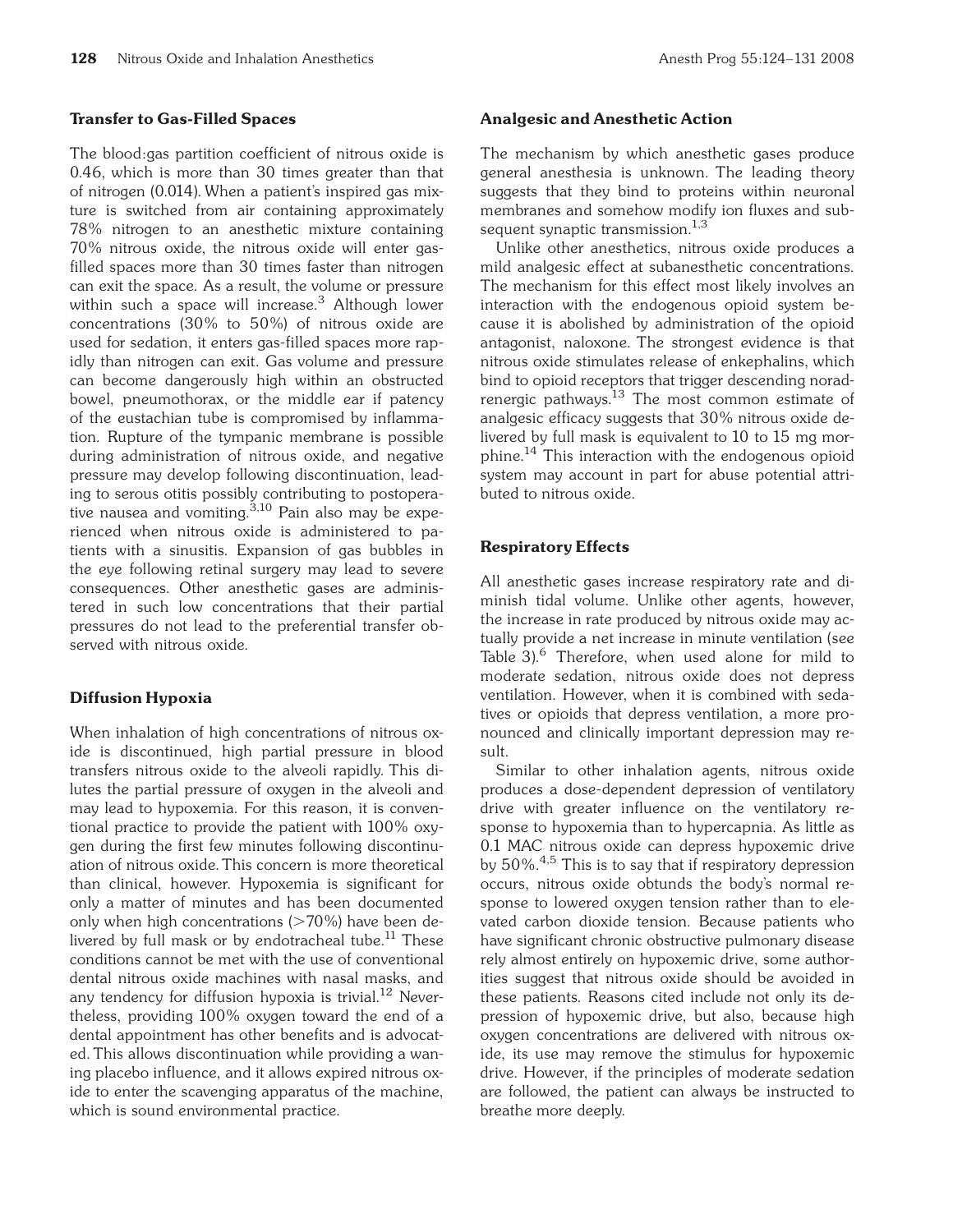### Transfer to Gas-Filled Spaces

The blood:gas partition coefficient of nitrous oxide is 0.46, which is more than 30 times greater than that of nitrogen (0.014). When a patient's inspired gas mixture is switched from air containing approximately 78% nitrogen to an anesthetic mixture containing 70% nitrous oxide, the nitrous oxide will enter gas-filled spaces more than 30 times faster than nitrogen can exit the space. As a result, the volume or pressure within such a space will increase.[3] Although lower concentrations (30% to 50%) of nitrous oxide are used for sedation, it enters gas-filled spaces more rapidly than nitrogen can exit. Gas volume and pressure can become dangerously high within an obstructed bowel, pneumothorax, or the middle ear if patency of the eustachian tube is compromised by inflammation. Rupture of the tympanic membrane is possible during administration of nitrous oxide, and negative pressure may develop following discontinuation, leading to serous otitis possibly contributing to postoperative nausea and vomiting.[3,10] Pain also may be experienced when nitrous oxide is administered to patients with a sinusitis. Expansion of gas bubbles in the eye following retinal surgery may lead to severe consequences. Other anesthetic gases are administered in such low concentrations that their partial pressures do not lead to the preferential transfer observed with nitrous oxide.

### Diffusion Hypoxia

When inhalation of high concentrations of nitrous oxide is discontinued, high partial pressure in blood transfers nitrous oxide to the alveoli rapidly. This dilutes the partial pressure of oxygen in the alveoli and may lead to hypoxemia. For this reason, it is conventional practice to provide the patient with 100% oxygen during the first few minutes following discontinuation of nitrous oxide. This concern is more theoretical than clinical, however. Hypoxemia is significant for only a matter of minutes and has been documented only when high concentrations (>70%) have been delivered by full mask or by endotracheal tube.[11] These conditions cannot be met with the use of conventional dental nitrous oxide machines with nasal masks, and any tendency for diffusion hypoxia is trivial.[12] Nevertheless, providing 100% oxygen toward the end of a dental appointment has other benefits and is advocated. This allows discontinuation while providing a waning placebo influence, and it allows expired nitrous oxide to enter the scavenging apparatus of the machine, which is sound environmental practice.

### Analgesic and Anesthetic Action

The mechanism by which anesthetic gases produce general anesthesia is unknown. The leading theory suggests that they bind to proteins within neuronal membranes and somehow modify ion fluxes and subsequent synaptic transmission.[1,3]

Unlike other anesthetics, nitrous oxide produces a mild analgesic effect at subanesthetic concentrations. The mechanism for this effect most likely involves an interaction with the endogenous opioid system because it is abolished by administration of the opioid antagonist, naloxone. The strongest evidence is that nitrous oxide stimulates release of enkephalins, which bind to opioid receptors that trigger descending noradrenergic pathways.[13] The most common estimate of analgesic efficacy suggests that 30% nitrous oxide delivered by full mask is equivalent to 10 to 15 mg morphine.[14] This interaction with the endogenous opioid system may account in part for abuse potential attributed to nitrous oxide.

### Respiratory Effects

All anesthetic gases increase respiratory rate and diminish tidal volume. Unlike other agents, however, the increase in rate produced by nitrous oxide may actually provide a net increase in minute ventilation (see Table 3).[6] Therefore, when used alone for mild to moderate sedation, nitrous oxide does not depress ventilation. However, when it is combined with sedatives or opioids that depress ventilation, a more pronounced and clinically important depression may result.

Similar to other inhalation agents, nitrous oxide produces a dose-dependent depression of ventilatory drive with greater influence on the ventilatory response to hypoxemia than to hypercapnia. As little as 0.1 MAC nitrous oxide can depress hypoxemic drive by 50%.[4,5] This is to say that if respiratory depression occurs, nitrous oxide obtunds the body's normal response to lowered oxygen tension rather than to elevated carbon dioxide tension. Because patients who have significant chronic obstructive pulmonary disease rely almost entirely on hypoxemic drive, some authorities suggest that nitrous oxide should be avoided in these patients. Reasons cited include not only its depression of hypoxemic drive, but also, because high oxygen concentrations are delivered with nitrous oxide, its use may remove the stimulus for hypoxemic drive. However, if the principles of moderate sedation are followed, the patient can always be instructed to breathe more deeply.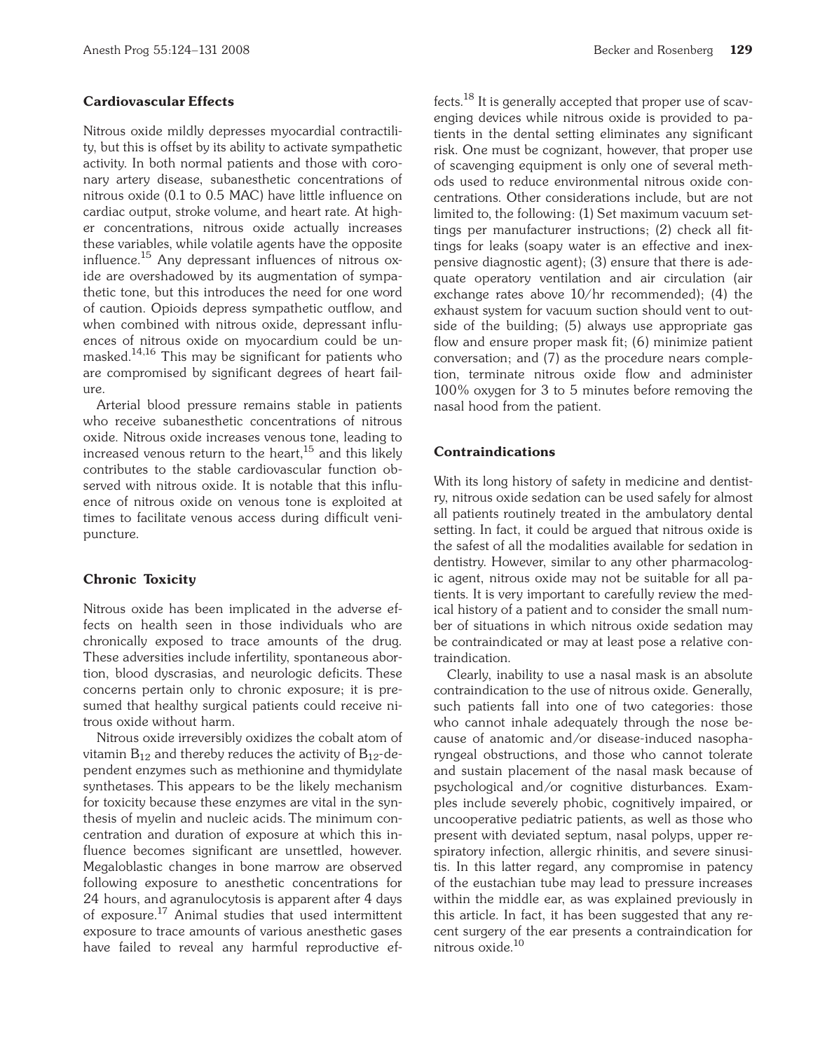### Cardiovascular Effects

Nitrous oxide mildly depresses myocardial contractility, but this is offset by its ability to activate sympathetic activity. In both normal patients and those with coronary artery disease, subanesthetic concentrations of nitrous oxide (0.1 to 0.5 MAC) have little influence on cardiac output, stroke volume, and heart rate. At higher concentrations, nitrous oxide actually increases these variables, while volatile agents have the opposite influence.[15] Any depressant influences of nitrous oxide are overshadowed by its augmentation of sympathetic tone, but this introduces the need for one word of caution. Opioids depress sympathetic outflow, and when combined with nitrous oxide, depressant influences of nitrous oxide on myocardium could be unmasked.[14,16] This may be significant for patients who are compromised by significant degrees of heart failure.

Arterial blood pressure remains stable in patients who receive subanesthetic concentrations of nitrous oxide. Nitrous oxide increases venous tone, leading to increased venous return to the heart,[15] and this likely contributes to the stable cardiovascular function observed with nitrous oxide. It is notable that this influence of nitrous oxide on venous tone is exploited at times to facilitate venous access during difficult venipuncture.

### Chronic Toxicity

Nitrous oxide has been implicated in the adverse effects on health seen in those individuals who are chronically exposed to trace amounts of the drug. These adversities include infertility, spontaneous abortion, blood dyscrasias, and neurologic deficits. These concerns pertain only to chronic exposure; it is presumed that healthy surgical patients could receive nitrous oxide without harm.

Nitrous oxide irreversibly oxidizes the cobalt atom of vitamin $B_{12}$ and thereby reduces the activity of $B_{12}$-dependent enzymes such as methionine and thymidylate synthetases. This appears to be the likely mechanism for toxicity because these enzymes are vital in the synthesis of myelin and nucleic acids. The minimum concentration and duration of exposure at which this influence becomes significant are unsettled, however. Megaloblastic changes in bone marrow are observed following exposure to anesthetic concentrations for 24 hours, and agranulocytosis is apparent after 4 days of exposure.[17] Animal studies that used intermittent exposure to trace amounts of various anesthetic gases have failed to reveal any harmful reproductive effects.[18] It is generally accepted that proper use of scavenging devices while nitrous oxide is provided to patients in the dental setting eliminates any significant risk. One must be cognizant, however, that proper use of scavenging equipment is only one of several methods used to reduce environmental nitrous oxide concentrations. Other considerations include, but are not limited to, the following: (1) Set maximum vacuum settings per manufacturer instructions; (2) check all fittings for leaks (soapy water is an effective and inexpensive diagnostic agent); (3) ensure that there is adequate operatory ventilation and air circulation (air exchange rates above 10/hr recommended); (4) the exhaust system for vacuum suction should vent to outside of the building; (5) always use appropriate gas flow and ensure proper mask fit; (6) minimize patient conversation; and (7) as the procedure nears completion, terminate nitrous oxide flow and administer 100% oxygen for 3 to 5 minutes before removing the nasal hood from the patient.

### Contraindications

With its long history of safety in medicine and dentistry, nitrous oxide sedation can be used safely for almost all patients routinely treated in the ambulatory dental setting. In fact, it could be argued that nitrous oxide is the safest of all the modalities available for sedation in dentistry. However, similar to any other pharmacologic agent, nitrous oxide may not be suitable for all patients. It is very important to carefully review the medical history of a patient and to consider the small number of situations in which nitrous oxide sedation may be contraindicated or may at least pose a relative contraindication.

Clearly, inability to use a nasal mask is an absolute contraindication to the use of nitrous oxide. Generally, such patients fall into one of two categories: those who cannot inhale adequately through the nose because of anatomic and/or disease-induced nasopharyngeal obstructions, and those who cannot tolerate and sustain placement of the nasal mask because of psychological and/or cognitive disturbances. Examples include severely phobic, cognitively impaired, or uncooperative pediatric patients, as well as those who present with deviated septum, nasal polyps, upper respiratory infection, allergic rhinitis, and severe sinusitis. In this latter regard, any compromise in patency of the eustachian tube may lead to pressure increases within the middle ear, as was explained previously in this article. In fact, it has been suggested that any recent surgery of the ear presents a contraindication for nitrous oxide.[10]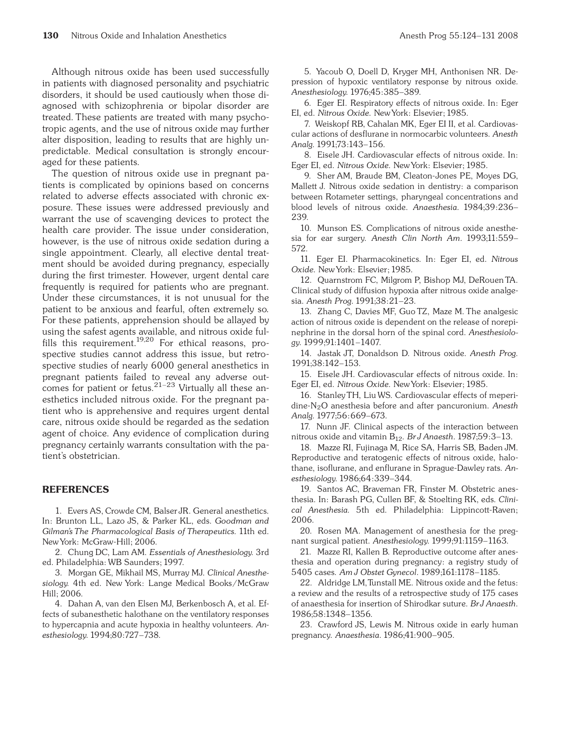Although nitrous oxide has been used successfully in patients with diagnosed personality and psychiatric disorders, it should be used cautiously when those diagnosed with schizophrenia or bipolar disorder are treated. These patients are treated with many psychotropic agents, and the use of nitrous oxide may further alter disposition, leading to results that are highly unpredictable. Medical consultation is strongly encouraged for these patients.

The question of nitrous oxide use in pregnant patients is complicated by opinions based on concerns related to adverse effects associated with chronic exposure. These issues were addressed previously and warrant the use of scavenging devices to protect the health care provider. The issue under consideration, however, is the use of nitrous oxide sedation during a single appointment. Clearly, all elective dental treatment should be avoided during pregnancy, especially during the first trimester. However, urgent dental care frequently is required for patients who are pregnant. Under these circumstances, it is not unusual for the patient to be anxious and fearful, often extremely so. For these patients, apprehension should be allayed by using the safest agents available, and nitrous oxide fulfills this requirement.[19,20] For ethical reasons, prospective studies cannot address this issue, but retrospective studies of nearly 6000 general anesthetics in pregnant patients failed to reveal any adverse outcomes for patient or fetus.[21–23] Virtually all these anesthetics included nitrous oxide. For the pregnant patient who is apprehensive and requires urgent dental care, nitrous oxide should be regarded as the sedation agent of choice. Any evidence of complication during pregnancy certainly warrants consultation with the patient's obstetrician.

## REFERENCES

1. Evers AS, Crowde CM, Balser JR. General anesthetics. In: Brunton LL, Lazo JS, & Parker KL, eds. *Goodman and Gilman's The Pharmacological Basis of Therapeutics.* 11th ed. New York: McGraw-Hill; 2006.
2. Chung DC, Lam AM. *Essentials of Anesthesiology.* 3rd ed. Philadelphia: WB Saunders; 1997.
3. Morgan GE, Mikhail MS, Murray MJ. *Clinical Anesthesiology.* 4th ed. New York: Lange Medical Books/McGraw Hill; 2006.
4. Dahan A, van den Elsen MJ, Berkenbosch A, et al. Effects of subanesthetic halothane on the ventilatory responses to hypercapnia and acute hypoxia in healthy volunteers. *Anesthesiology.* 1994;80:727–738.
5. Yacoub O, Doell D, Kryger MH, Anthonisen NR. Depression of hypoxic ventilatory response by nitrous oxide. *Anesthesiology.* 1976;45:385–389.
6. Eger EI. Respiratory effects of nitrous oxide. In: Eger EI, ed. *Nitrous Oxide.* New York: Elsevier; 1985.
7. Weiskopf RB, Cahalan MK, Eger EI II, et al. Cardiovascular actions of desflurane in normocarbic volunteers. *Anesth Analg.* 1991;73:143–156.
8. Eisele JH. Cardiovascular effects of nitrous oxide. In: Eger EI, ed. *Nitrous Oxide.* New York: Elsevier; 1985.
9. Sher AM, Braude BM, Cleaton-Jones PE, Moyes DG, Mallett J. Nitrous oxide sedation in dentistry: a comparison between Rotameter settings, pharyngeal concentrations and blood levels of nitrous oxide. *Anaesthesia.* 1984;39:236–239.
10. Munson ES. Complications of nitrous oxide anesthesia for ear surgery. *Anesth Clin North Am.* 1993;11:559–572.
11. Eger EI. Pharmacokinetics. In: Eger EI, ed. *Nitrous Oxide.* New York: Elsevier; 1985.
12. Quarnstrom FC, Milgrom P, Bishop MJ, DeRouen TA. Clinical study of diffusion hypoxia after nitrous oxide analgesia. *Anesth Prog.* 1991;38:21–23.
13. Zhang C, Davies MF, Guo TZ, Maze M. The analgesic action of nitrous oxide is dependent on the release of norepinephrine in the dorsal horn of the spinal cord. *Anesthesiology.* 1999;91:1401–1407.
14. Jastak JT, Donaldson D. Nitrous oxide. *Anesth Prog.* 1991;38:142–153.
15. Eisele JH. Cardiovascular effects of nitrous oxide. In: Eger EI, ed. *Nitrous Oxide.* New York: Elsevier; 1985.
16. Stanley TH, Liu WS. Cardiovascular effects of meperidine-$N_2O$ anesthesia before and after pancuronium. *Anesth Analg.* 1977;56:669–673.
17. Nunn JF. Clinical aspects of the interaction between nitrous oxide and vitamin $B_{12}$. *Br J Anaesth.* 1987;59:3–13.
18. Mazze RI, Fujinaga M, Rice SA, Harris SB, Baden JM. Reproductive and teratogenic effects of nitrous oxide, halothane, isoflurane, and enflurane in Sprague-Dawley rats. *Anesthesiology.* 1986;64:339–344.
19. Santos AC, Braveman FR, Finster M. Obstetric anesthesia. In: Barash PG, Cullen BF, & Stoelting RK, eds. *Clinical Anesthesia.* 5th ed. Philadelphia: Lippincott-Raven; 2006.
20. Rosen MA. Management of anesthesia for the pregnant surgical patient. *Anesthesiology.* 1999;91:1159–1163.
21. Mazze RI, Kallen B. Reproductive outcome after anesthesia and operation during pregnancy: a registry study of 5405 cases. *Am J Obstet Gynecol.* 1989;161:1178–1185.
22. Aldridge LM, Tunstall ME. Nitrous oxide and the fetus: a review and the results of a retrospective study of 175 cases of anaesthesia for insertion of Shirodkar suture. *Br J Anaesth.* 1986;58:1348–1356.
23. Crawford JS, Lewis M. Nitrous oxide in early human pregnancy. *Anaesthesia.* 1986;41:900–905.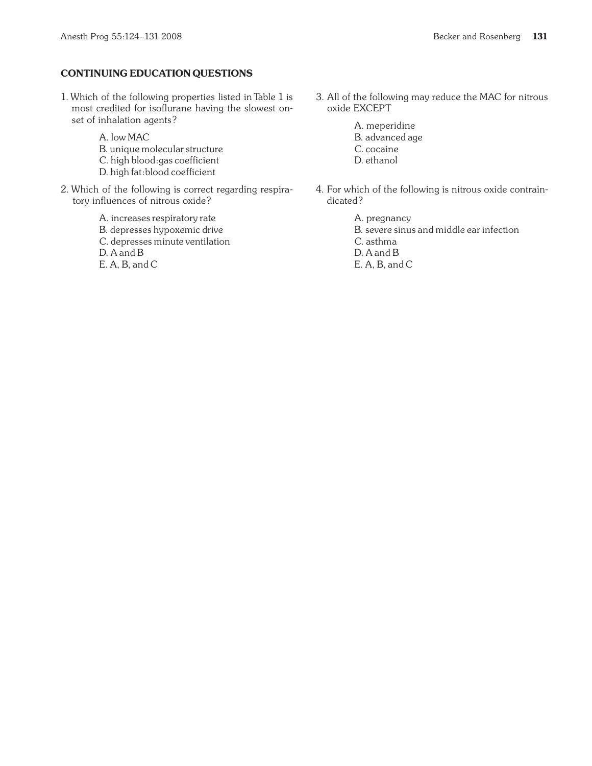## CONTINUING EDUCATION QUESTIONS

1. Which of the following properties listed in Table 1 is most credited for isoflurane having the slowest onset of inhalation agents?

   A. low MAC
   B. unique molecular structure
   C. high blood:gas coefficient
   D. high fat:blood coefficient

2. Which of the following is correct regarding respiratory influences of nitrous oxide?

   A. increases respiratory rate
   B. depresses hypoxemic drive
   C. depresses minute ventilation
   D. A and B
   E. A, B, and C

3. All of the following may reduce the MAC for nitrous oxide EXCEPT

   A. meperidine
   B. advanced age
   C. cocaine
   D. ethanol

4. For which of the following is nitrous oxide contraindicated?

   A. pregnancy
   B. severe sinus and middle ear infection
   C. asthma
   D. A and B
   E. A, B, and C